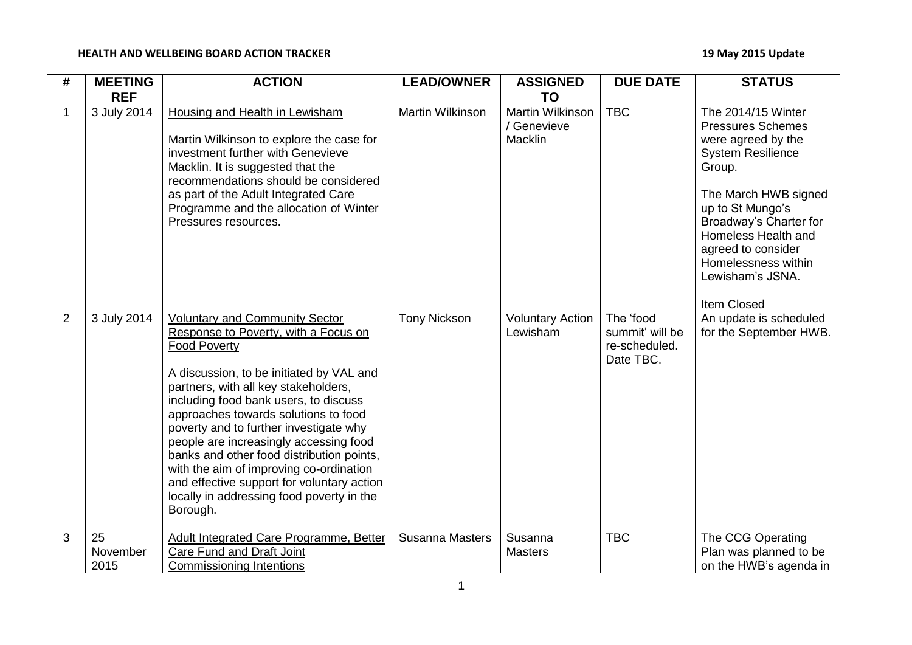**HEALTH AND WELLBEING BOARD ACTION TRACKER** **19 May 2015 Update**

| # | MEETING REF | ACTION | LEAD/OWNER | ASSIGNED TO | DUE DATE | STATUS |
|---|---|---|---|---|---|---|
| 1 | 3 July 2014 | Housing and Health in Lewisham<br><br>Martin Wilkinson to explore the case for investment further with Genevieve Macklin. It is suggested that the recommendations should be considered as part of the Adult Integrated Care Programme and the allocation of Winter Pressures resources. | Martin Wilkinson | Martin Wilkinson / Genevieve Macklin | TBC | The 2014/15 Winter Pressures Schemes were agreed by the System Resilience Group.<br><br>The March HWB signed up to St Mungo's Broadway's Charter for Homeless Health and agreed to consider Homelessness within Lewisham's JSNA.<br><br>Item Closed |
| 2 | 3 July 2014 | Voluntary and Community Sector Response to Poverty, with a Focus on Food Poverty<br><br>A discussion, to be initiated by VAL and partners, with all key stakeholders, including food bank users, to discuss approaches towards solutions to food poverty and to further investigate why people are increasingly accessing food banks and other food distribution points, with the aim of improving co-ordination and effective support for voluntary action locally in addressing food poverty in the Borough. | Tony Nickson | Voluntary Action Lewisham | The 'food summit' will be re-scheduled. Date TBC. | An update is scheduled for the September HWB. |
| 3 | 25 November 2015 | Adult Integrated Care Programme, Better Care Fund and Draft Joint Commissioning Intentions | Susanna Masters | Susanna Masters | TBC | The CCG Operating Plan was planned to be on the HWB's agenda in |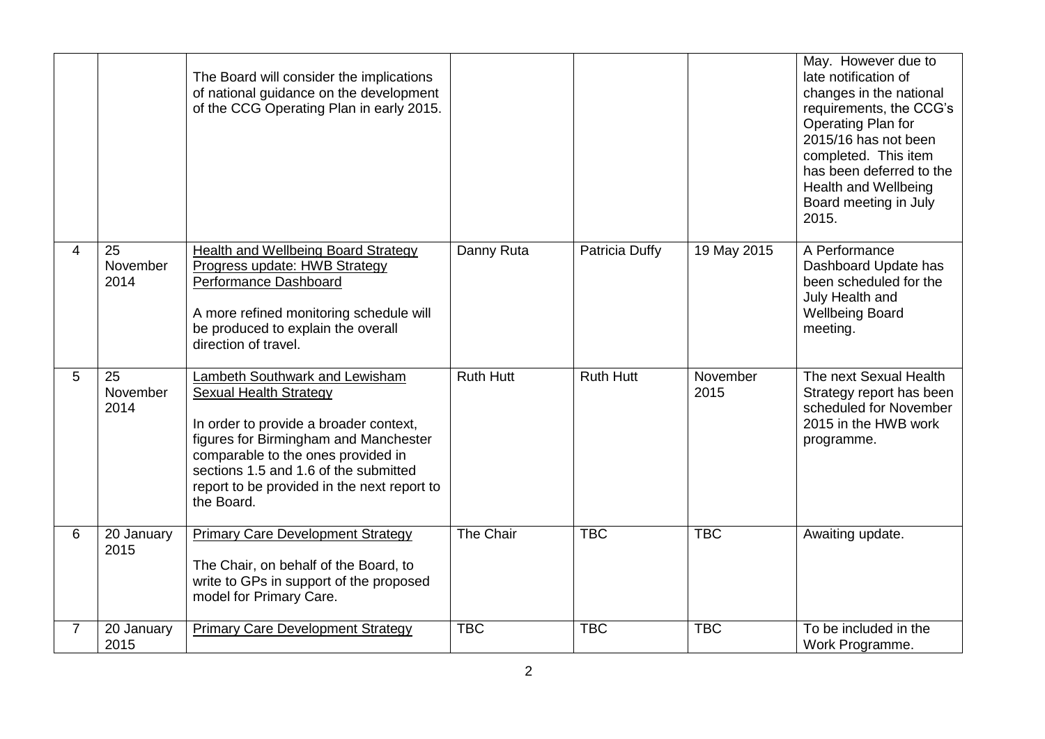| | | | | | | |
|---|---|---|---|---|---|---|
| | | The Board will consider the implications of national guidance on the development of the CCG Operating Plan in early 2015. | | | | May. However due to late notification of changes in the national requirements, the CCG's Operating Plan for 2015/16 has not been completed. This item has been deferred to the Health and Wellbeing Board meeting in July 2015. |
| 4 | 25 November 2014 | Health and Wellbeing Board Strategy Progress update: HWB Strategy Performance Dashboard<br><br>A more refined monitoring schedule will be produced to explain the overall direction of travel. | Danny Ruta | Patricia Duffy | 19 May 2015 | A Performance Dashboard Update has been scheduled for the July Health and Wellbeing Board meeting. |
| 5 | 25 November 2014 | Lambeth Southwark and Lewisham Sexual Health Strategy<br><br>In order to provide a broader context, figures for Birmingham and Manchester comparable to the ones provided in sections 1.5 and 1.6 of the submitted report to be provided in the next report to the Board. | Ruth Hutt | Ruth Hutt | November 2015 | The next Sexual Health Strategy report has been scheduled for November 2015 in the HWB work programme. |
| 6 | 20 January 2015 | Primary Care Development Strategy<br><br>The Chair, on behalf of the Board, to write to GPs in support of the proposed model for Primary Care. | The Chair | TBC | TBC | Awaiting update. |
| 7 | 20 January 2015 | Primary Care Development Strategy | TBC | TBC | TBC | To be included in the Work Programme. |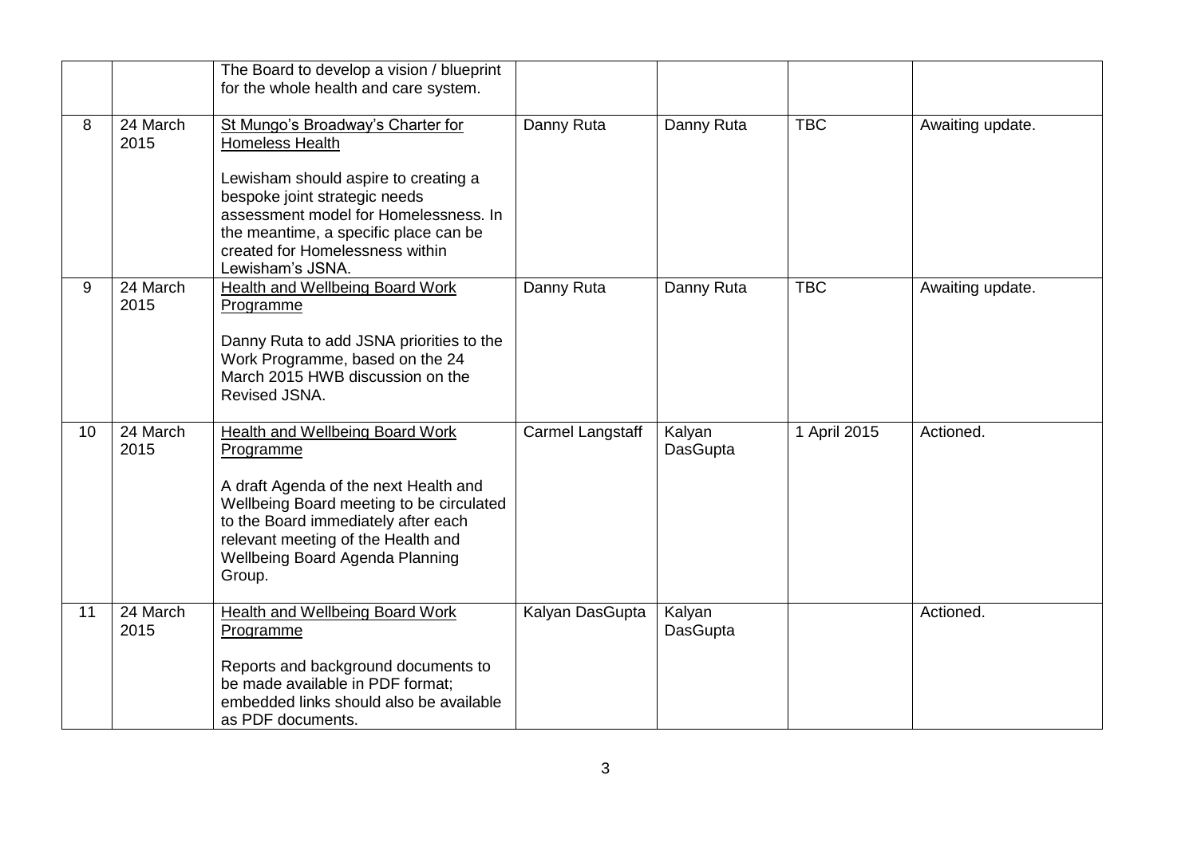| | | | | | | |
|---|---|---|---|---|---|---|
| | | The Board to develop a vision / blueprint for the whole health and care system. | | | | |
| 8 | 24 March 2015 | St Mungo's Broadway's Charter for Homeless Health<br><br>Lewisham should aspire to creating a bespoke joint strategic needs assessment model for Homelessness. In the meantime, a specific place can be created for Homelessness within Lewisham's JSNA. | Danny Ruta | Danny Ruta | TBC | Awaiting update. |
| 9 | 24 March 2015 | Health and Wellbeing Board Work Programme<br><br>Danny Ruta to add JSNA priorities to the Work Programme, based on the 24 March 2015 HWB discussion on the Revised JSNA. | Danny Ruta | Danny Ruta | TBC | Awaiting update. |
| 10 | 24 March 2015 | Health and Wellbeing Board Work Programme<br><br>A draft Agenda of the next Health and Wellbeing Board meeting to be circulated to the Board immediately after each relevant meeting of the Health and Wellbeing Board Agenda Planning Group. | Carmel Langstaff | Kalyan DasGupta | 1 April 2015 | Actioned. |
| 11 | 24 March 2015 | Health and Wellbeing Board Work Programme<br><br>Reports and background documents to be made available in PDF format; embedded links should also be available as PDF documents. | Kalyan DasGupta | Kalyan DasGupta | | Actioned. |